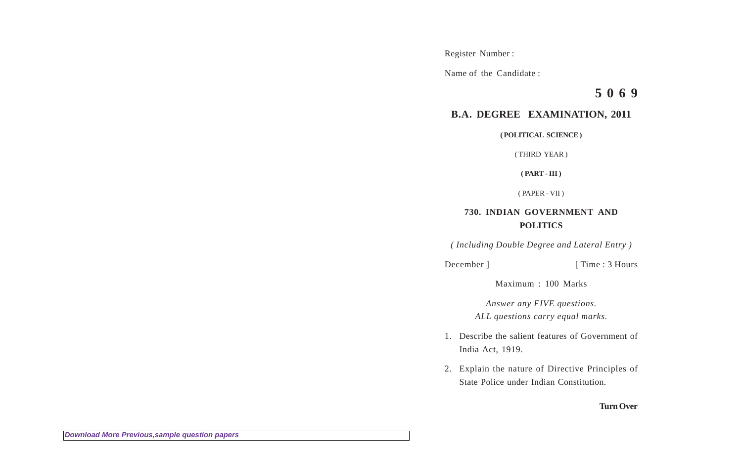Register Number :

Name of the Candidate :

**5 0 6 9**

## B.A. DEGREE EXAMINATION, 2011

**( POLITICAL SCIENCE )**

( THIRD YEAR )

**( PART - III )**

( PAPER - VII )

### 730. INDIAN GOVERNMENT AND POLITICS

*( Including Double Degree and Lateral Entry )*

December ] [ Time : 3 Hours

Maximum : 100 Marks

*Answer any FIVE questions.*
*ALL questions carry equal marks.*

1. Describe the salient features of Government of India Act, 1919.

2. Explain the nature of Directive Principles of State Police under Indian Constitution.

**Turn Over**

*Download More Previous,sample question papers*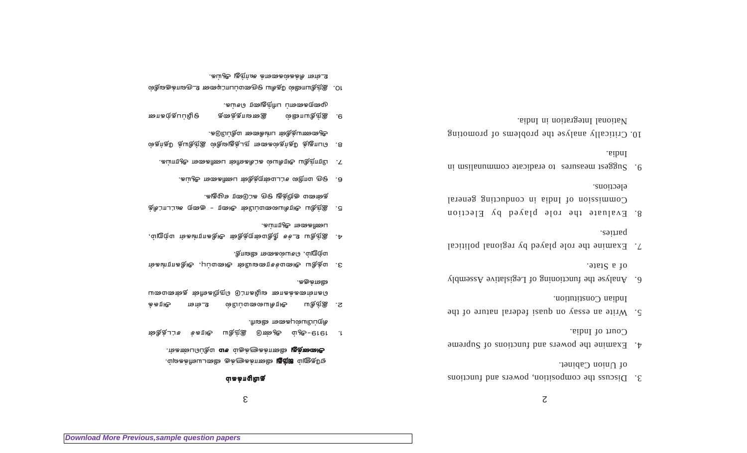3. Discuss the composition, powers and functions of Union Cabinet.

4. Examine the powers and functions of Supreme Court of India.

5. Write an essay on quasi federal nature of the Indian Constitution.

6. Analyse the functioning of Legislative Assembly of a State.

7. Examine the role played by regional political parties.

8. Evaluate the role played by Election Commission of India in conducting general elections.

9. Suggest measures to eradicate communalism in India.

10. Critically analyse the problems of promoting National Integration in India.

## தமிழாக்கம்

ஏதேனும் **ஐந்து** வினாக்களுக்கு விடையளிக்கவும்.

**அனைத்து** வினாக்களுக்கும் **சம** மதிப்பெண்கள்.

1. 1919-ஆம் ஆண்டு இந்திய அரசுச் சட்டத்தின் சிறப்பம்சங்களை விவரி.

2. இந்திய அரசியலமைப்பில் உள்ள அரசுக் கொள்கைகளை வழிகாட்டு நெறிமுறைகள் தன்மையை விளக்குக.

3. மத்திய அமைச்சரவையின் அமைப்பு, அதிகாரங்கள் மற்றும் செயல்களை விவாதி.

4. இந்திய உச்ச நீதிமன்றத்தின் அதிகாரங்கள் மற்றும் பணிகளை ஆராய்க.

5. இந்திய அரசியலமைப்பின் அரை - கூட்டாட்சித் தன்மை குறித்து ஒரு கட்டுரை எழுதுக.

6. ஒரு மாநில சட்டமன்றத்தின் பணிகளை ஆய்க.

7. பிராந்திய அரசியல் கட்சிகளின் பணிகளை ஆராய்க.

8. பொதுத் தேர்தல்களை நடத்துவதில் இந்தியத் தேர்தல் ஆணையத்தின் பங்கினை மதிப்பிடுக.

9. இந்தியாவில் வகுப்புவாதத்தை ஒழிப்பதற்கான வழிமுறைகளைப் பரிந்துரை செய்க.

10. இந்தியாவில் தேசிய ஒருமைப்பாட்டினை உருவாக்குவதில் உள்ள சிக்கல்களைக் கூர்ந்து ஆய்க.